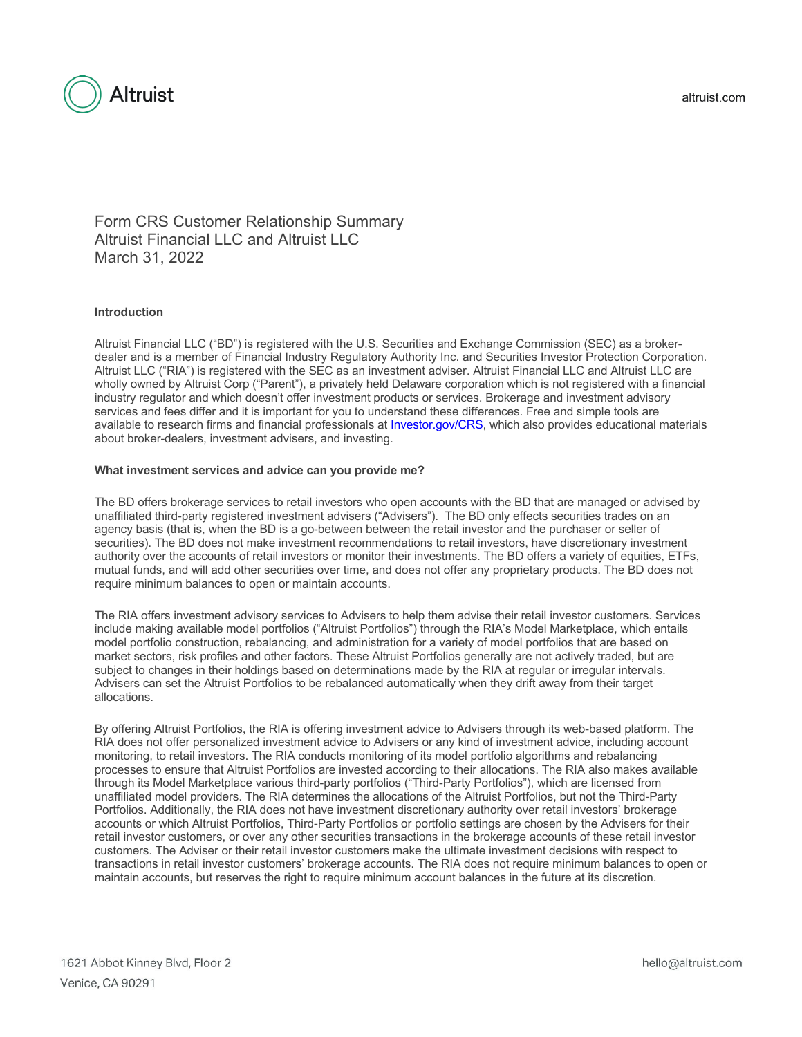# Form CRS Customer Relationship Summary
## Altruist Financial LLC and Altruist LLC
## March 31, 2022

**Introduction**

Altruist Financial LLC ("BD") is registered with the U.S. Securities and Exchange Commission (SEC) as a broker-dealer and is a member of Financial Industry Regulatory Authority Inc. and Securities Investor Protection Corporation. Altruist LLC ("RIA") is registered with the SEC as an investment adviser. Altruist Financial LLC and Altruist LLC are wholly owned by Altruist Corp ("Parent"), a privately held Delaware corporation which is not registered with a financial industry regulator and which doesn't offer investment products or services. Brokerage and investment advisory services and fees differ and it is important for you to understand these differences. Free and simple tools are available to research firms and financial professionals at Investor.gov/CRS, which also provides educational materials about broker-dealers, investment advisers, and investing.

**What investment services and advice can you provide me?**

The BD offers brokerage services to retail investors who open accounts with the BD that are managed or advised by unaffiliated third-party registered investment advisers ("Advisers"). The BD only effects securities trades on an agency basis (that is, when the BD is a go-between between the retail investor and the purchaser or seller of securities). The BD does not make investment recommendations to retail investors, have discretionary investment authority over the accounts of retail investors or monitor their investments. The BD offers a variety of equities, ETFs, mutual funds, and will add other securities over time, and does not offer any proprietary products. The BD does not require minimum balances to open or maintain accounts.

The RIA offers investment advisory services to Advisers to help them advise their retail investor customers. Services include making available model portfolios ("Altruist Portfolios") through the RIA's Model Marketplace, which entails model portfolio construction, rebalancing, and administration for a variety of model portfolios that are based on market sectors, risk profiles and other factors. These Altruist Portfolios generally are not actively traded, but are subject to changes in their holdings based on determinations made by the RIA at regular or irregular intervals. Advisers can set the Altruist Portfolios to be rebalanced automatically when they drift away from their target allocations.

By offering Altruist Portfolios, the RIA is offering investment advice to Advisers through its web-based platform. The RIA does not offer personalized investment advice to Advisers or any kind of investment advice, including account monitoring, to retail investors. The RIA conducts monitoring of its model portfolio algorithms and rebalancing processes to ensure that Altruist Portfolios are invested according to their allocations. The RIA also makes available through its Model Marketplace various third-party portfolios ("Third-Party Portfolios"), which are licensed from unaffiliated model providers. The RIA determines the allocations of the Altruist Portfolios, but not the Third-Party Portfolios. Additionally, the RIA does not have investment discretionary authority over retail investors' brokerage accounts or which Altruist Portfolios, Third-Party Portfolios or portfolio settings are chosen by the Advisers for their retail investor customers, or over any other securities transactions in the brokerage accounts of these retail investor customers. The Adviser or their retail investor customers make the ultimate investment decisions with respect to transactions in retail investor customers' brokerage accounts. The RIA does not require minimum balances to open or maintain accounts, but reserves the right to require minimum account balances in the future at its discretion.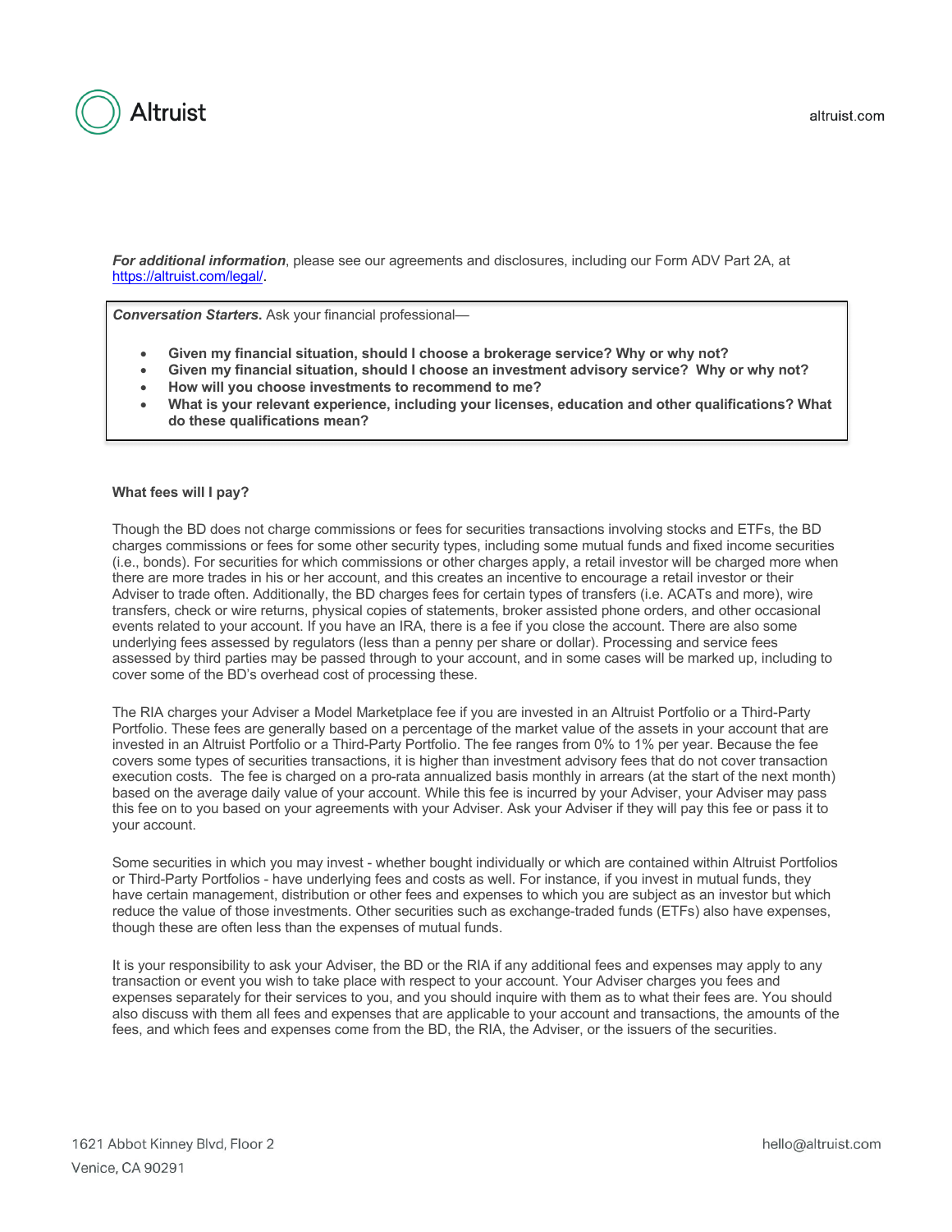***For additional information***, please see our agreements and disclosures, including our Form ADV Part 2A, at https://altruist.com/legal/.

***Conversation Starters***. Ask your financial professional—

- **Given my financial situation, should I choose a brokerage service? Why or why not?**
- **Given my financial situation, should I choose an investment advisory service? Why or why not?**
- **How will you choose investments to recommend to me?**
- **What is your relevant experience, including your licenses, education and other qualifications? What do these qualifications mean?**

**What fees will I pay?**

Though the BD does not charge commissions or fees for securities transactions involving stocks and ETFs, the BD charges commissions or fees for some other security types, including some mutual funds and fixed income securities (i.e., bonds). For securities for which commissions or other charges apply, a retail investor will be charged more when there are more trades in his or her account, and this creates an incentive to encourage a retail investor or their Adviser to trade often. Additionally, the BD charges fees for certain types of transfers (i.e. ACATs and more), wire transfers, check or wire returns, physical copies of statements, broker assisted phone orders, and other occasional events related to your account. If you have an IRA, there is a fee if you close the account. There are also some underlying fees assessed by regulators (less than a penny per share or dollar). Processing and service fees assessed by third parties may be passed through to your account, and in some cases will be marked up, including to cover some of the BD's overhead cost of processing these.

The RIA charges your Adviser a Model Marketplace fee if you are invested in an Altruist Portfolio or a Third-Party Portfolio. These fees are generally based on a percentage of the market value of the assets in your account that are invested in an Altruist Portfolio or a Third-Party Portfolio. The fee ranges from 0% to 1% per year. Because the fee covers some types of securities transactions, it is higher than investment advisory fees that do not cover transaction execution costs. The fee is charged on a pro-rata annualized basis monthly in arrears (at the start of the next month) based on the average daily value of your account. While this fee is incurred by your Adviser, your Adviser may pass this fee on to you based on your agreements with your Adviser. Ask your Adviser if they will pay this fee or pass it to your account.

Some securities in which you may invest - whether bought individually or which are contained within Altruist Portfolios or Third-Party Portfolios - have underlying fees and costs as well. For instance, if you invest in mutual funds, they have certain management, distribution or other fees and expenses to which you are subject as an investor but which reduce the value of those investments. Other securities such as exchange-traded funds (ETFs) also have expenses, though these are often less than the expenses of mutual funds.

It is your responsibility to ask your Adviser, the BD or the RIA if any additional fees and expenses may apply to any transaction or event you wish to take place with respect to your account. Your Adviser charges you fees and expenses separately for their services to you, and you should inquire with them as to what their fees are. You should also discuss with them all fees and expenses that are applicable to your account and transactions, the amounts of the fees, and which fees and expenses come from the BD, the RIA, the Adviser, or the issuers of the securities.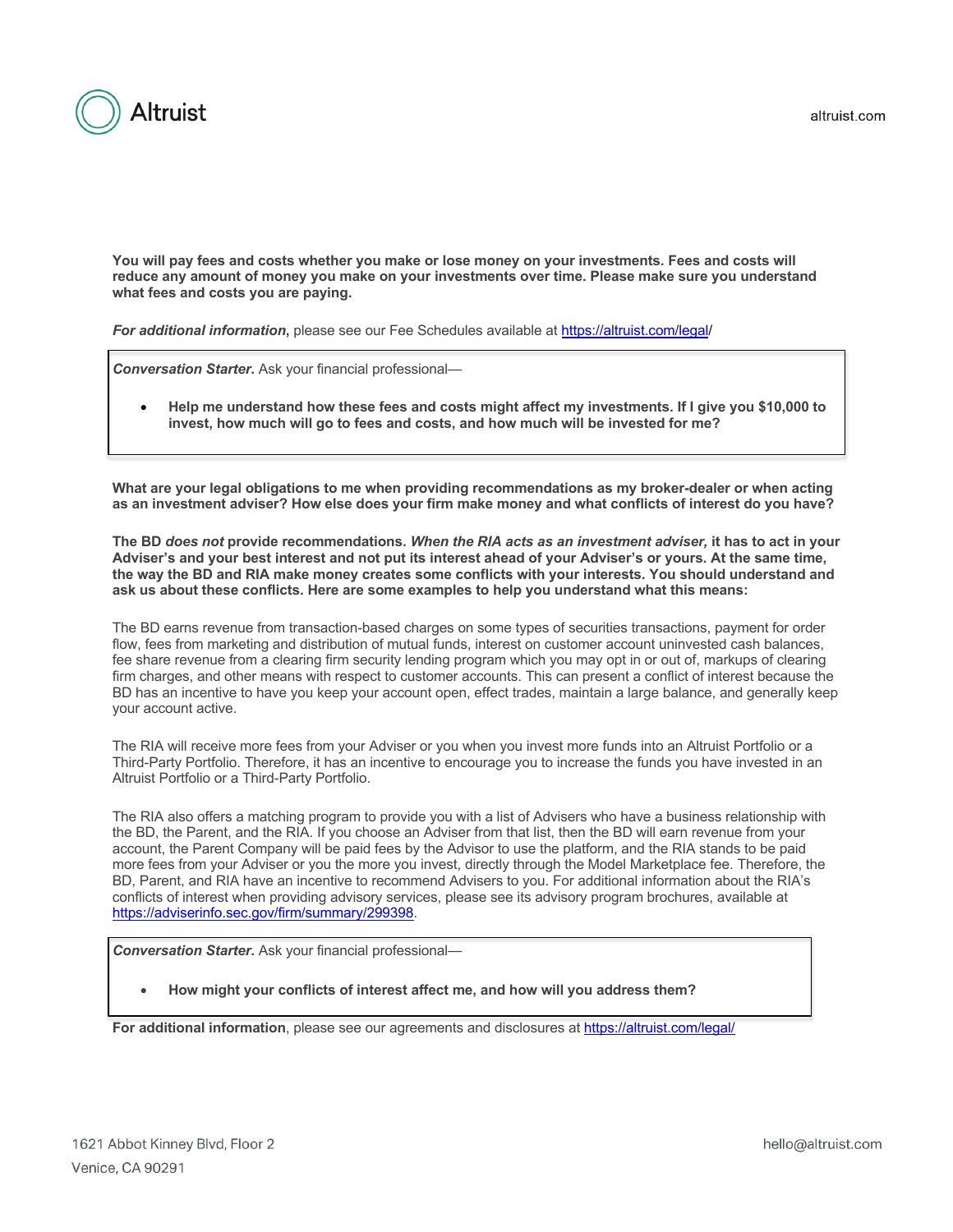**You will pay fees and costs whether you make or lose money on your investments. Fees and costs will reduce any amount of money you make on your investments over time. Please make sure you understand what fees and costs you are paying.**

***For additional information*****,** please see our Fee Schedules available at https://altruist.com/legal/

> ***Conversation Starter.*** Ask your financial professional—
>
> - **Help me understand how these fees and costs might affect my investments. If I give you $10,000 to invest, how much will go to fees and costs, and how much will be invested for me?**

**What are your legal obligations to me when providing recommendations as my broker-dealer or when acting as an investment adviser? How else does your firm make money and what conflicts of interest do you have?**

**The BD *does not* provide recommendations. *When the RIA acts as an investment adviser,* it has to act in your Adviser's and your best interest and not put its interest ahead of your Adviser's or yours. At the same time, the way the BD and RIA make money creates some conflicts with your interests. You should understand and ask us about these conflicts. Here are some examples to help you understand what this means:**

The BD earns revenue from transaction-based charges on some types of securities transactions, payment for order flow, fees from marketing and distribution of mutual funds, interest on customer account uninvested cash balances, fee share revenue from a clearing firm security lending program which you may opt in or out of, markups of clearing firm charges, and other means with respect to customer accounts. This can present a conflict of interest because the BD has an incentive to have you keep your account open, effect trades, maintain a large balance, and generally keep your account active.

The RIA will receive more fees from your Adviser or you when you invest more funds into an Altruist Portfolio or a Third-Party Portfolio. Therefore, it has an incentive to encourage you to increase the funds you have invested in an Altruist Portfolio or a Third-Party Portfolio.

The RIA also offers a matching program to provide you with a list of Advisers who have a business relationship with the BD, the Parent, and the RIA. If you choose an Adviser from that list, then the BD will earn revenue from your account, the Parent Company will be paid fees by the Advisor to use the platform, and the RIA stands to be paid more fees from your Adviser or you the more you invest, directly through the Model Marketplace fee. Therefore, the BD, Parent, and RIA have an incentive to recommend Advisers to you. For additional information about the RIA's conflicts of interest when providing advisory services, please see its advisory program brochures, available at https://adviserinfo.sec.gov/firm/summary/299398.

> ***Conversation Starter.*** Ask your financial professional—
>
> - **How might your conflicts of interest affect me, and how will you address them?**

**For additional information**, please see our agreements and disclosures at https://altruist.com/legal/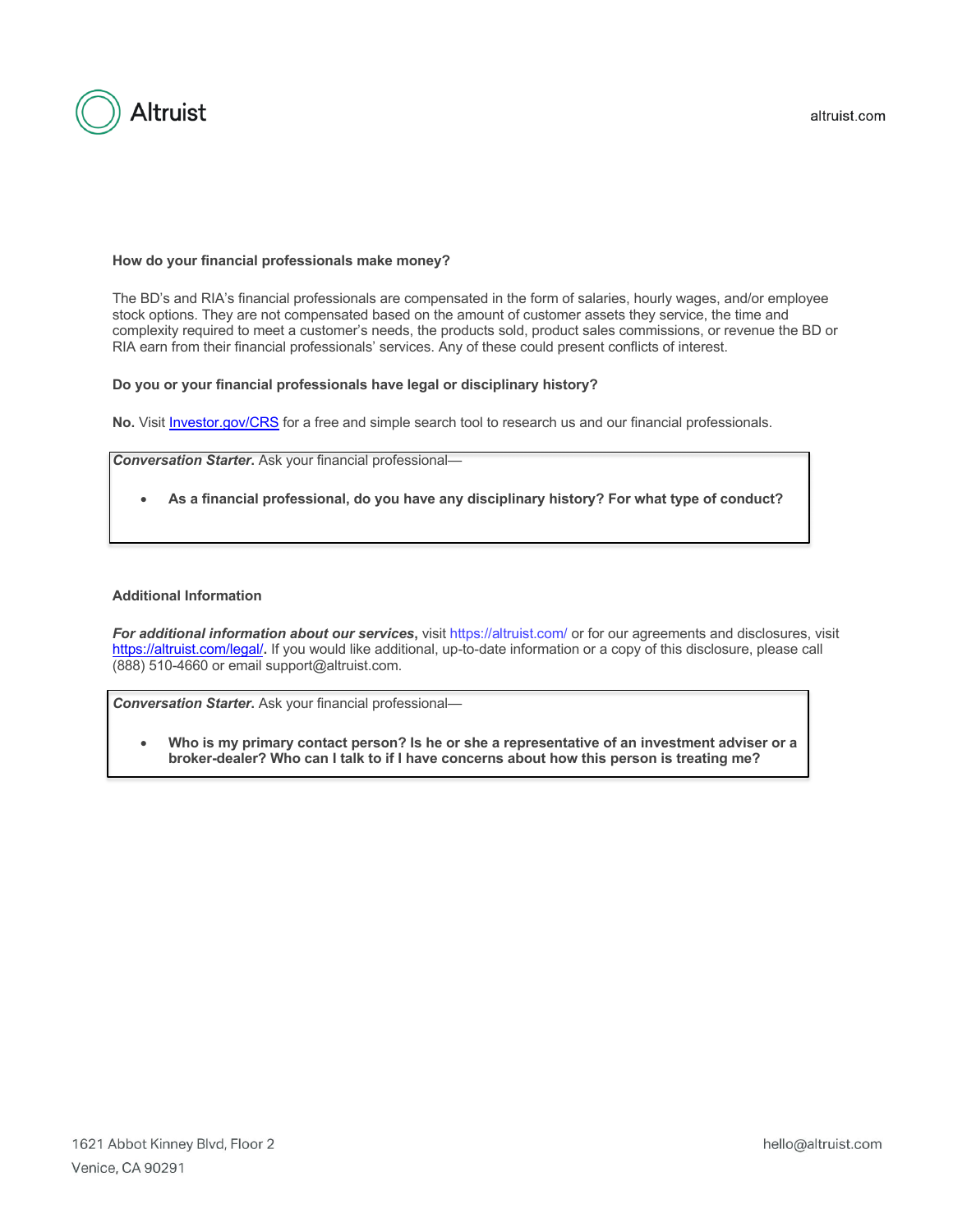**How do your financial professionals make money?**

The BD's and RIA's financial professionals are compensated in the form of salaries, hourly wages, and/or employee stock options. They are not compensated based on the amount of customer assets they service, the time and complexity required to meet a customer's needs, the products sold, product sales commissions, or revenue the BD or RIA earn from their financial professionals' services. Any of these could present conflicts of interest.

**Do you or your financial professionals have legal or disciplinary history?**

**No.** Visit [Investor.gov/CRS](https://www.investor.gov/CRS) for a free and simple search tool to research us and our financial professionals.

> ***Conversation Starter.*** Ask your financial professional—
>
> - **As a financial professional, do you have any disciplinary history? For what type of conduct?**

**Additional Information**

***For additional information about our services***, visit https://altruist.com/ or for our agreements and disclosures, visit [https://altruist.com/legal/](https://altruist.com/legal/)**.** If you would like additional, up-to-date information or a copy of this disclosure, please call (888) 510-4660 or email support@altruist.com.

> ***Conversation Starter.*** Ask your financial professional—
>
> - **Who is my primary contact person? Is he or she a representative of an investment adviser or a broker-dealer? Who can I talk to if I have concerns about how this person is treating me?**